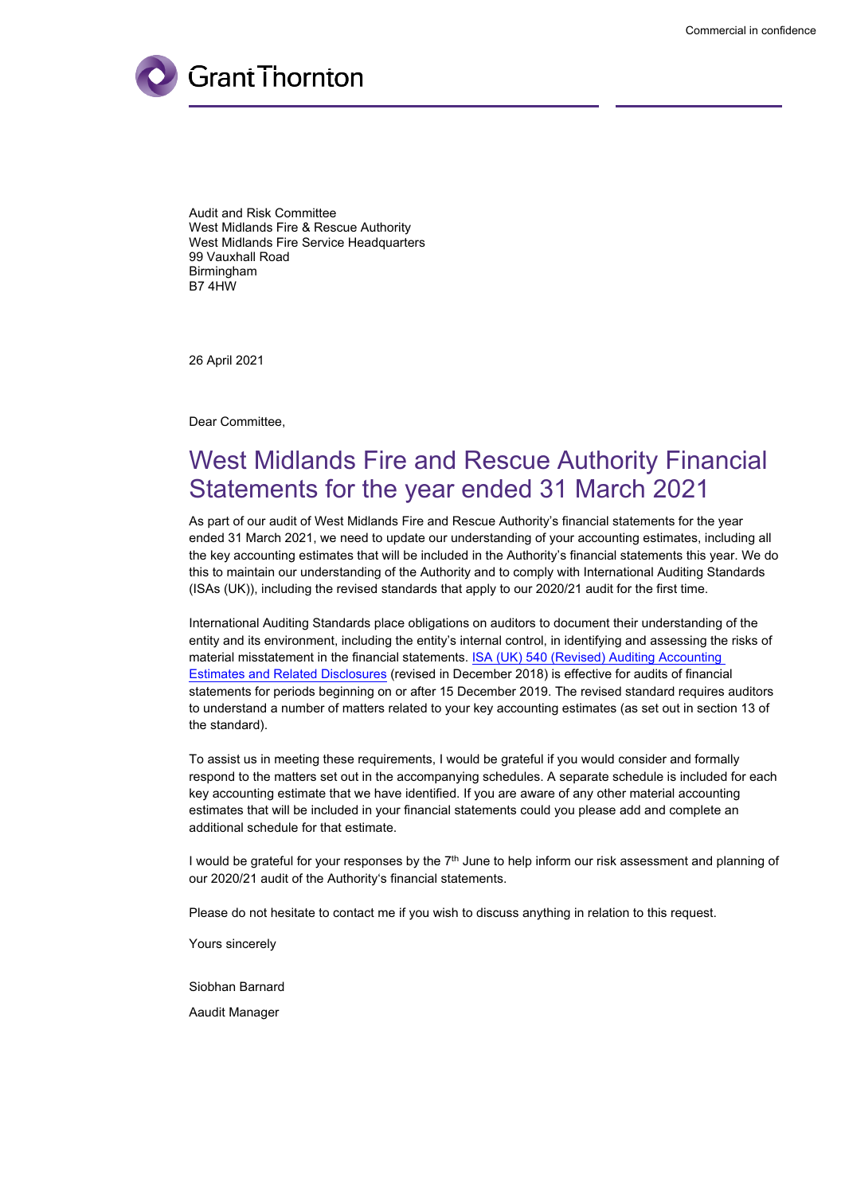Commercial in confidence

Grant Thornton

Audit and Risk Committee
West Midlands Fire & Rescue Authority
West Midlands Fire Service Headquarters
99 Vauxhall Road
Birmingham
B7 4HW

26 April 2021

Dear Committee,

# West Midlands Fire and Rescue Authority Financial Statements for the year ended 31 March 2021

As part of our audit of West Midlands Fire and Rescue Authority's financial statements for the year ended 31 March 2021, we need to update our understanding of your accounting estimates, including all the key accounting estimates that will be included in the Authority's financial statements this year. We do this to maintain our understanding of the Authority and to comply with International Auditing Standards (ISAs (UK)), including the revised standards that apply to our 2020/21 audit for the first time.

International Auditing Standards place obligations on auditors to document their understanding of the entity and its environment, including the entity's internal control, in identifying and assessing the risks of material misstatement in the financial statements. [ISA (UK) 540 (Revised) Auditing Accounting Estimates and Related Disclosures] (revised in December 2018) is effective for audits of financial statements for periods beginning on or after 15 December 2019. The revised standard requires auditors to understand a number of matters related to your key accounting estimates (as set out in section 13 of the standard).

To assist us in meeting these requirements, I would be grateful if you would consider and formally respond to the matters set out in the accompanying schedules. A separate schedule is included for each key accounting estimate that we have identified. If you are aware of any other material accounting estimates that will be included in your financial statements could you please add and complete an additional schedule for that estimate.

I would be grateful for your responses by the 7th June to help inform our risk assessment and planning of our 2020/21 audit of the Authority's financial statements.

Please do not hesitate to contact me if you wish to discuss anything in relation to this request.

Yours sincerely

Siobhan Barnard

Aaudit Manager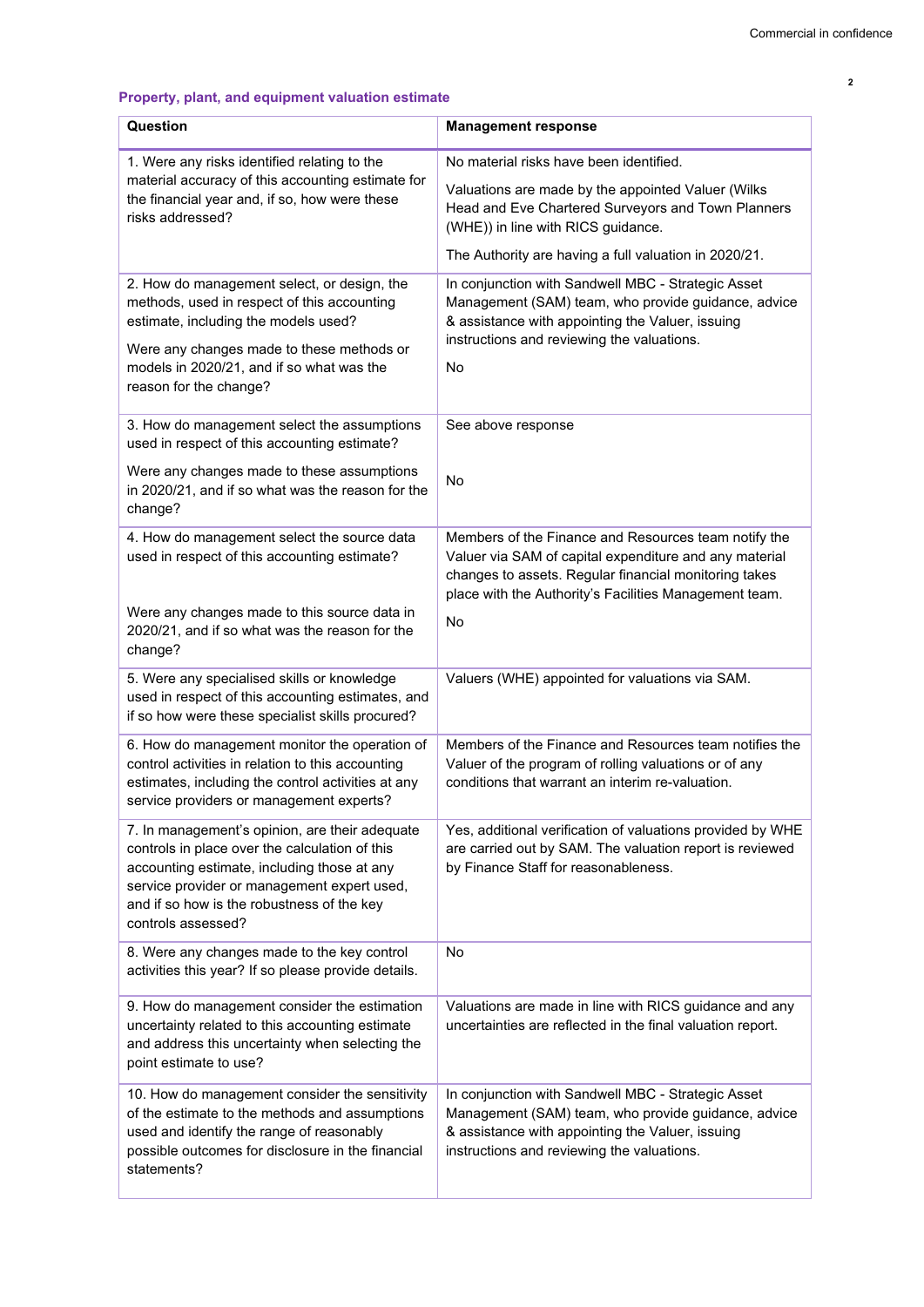### Property, plant, and equipment valuation estimate

| Question | Management response |
| --- | --- |
| 1. Were any risks identified relating to the material accuracy of this accounting estimate for the financial year and, if so, how were these risks addressed? | No material risks have been identified.<br><br>Valuations are made by the appointed Valuer (Wilks Head and Eve Chartered Surveyors and Town Planners (WHE)) in line with RICS guidance.<br><br>The Authority are having a full valuation in 2020/21. |
| 2. How do management select, or design, the methods, used in respect of this accounting estimate, including the models used?<br><br>Were any changes made to these methods or models in 2020/21, and if so what was the reason for the change? | In conjunction with Sandwell MBC - Strategic Asset Management (SAM) team, who provide guidance, advice & assistance with appointing the Valuer, issuing instructions and reviewing the valuations.<br><br>No |
| 3. How do management select the assumptions used in respect of this accounting estimate?<br><br>Were any changes made to these assumptions in 2020/21, and if so what was the reason for the change? | See above response<br><br>No |
| 4. How do management select the source data used in respect of this accounting estimate?<br><br>Were any changes made to this source data in 2020/21, and if so what was the reason for the change? | Members of the Finance and Resources team notify the Valuer via SAM of capital expenditure and any material changes to assets. Regular financial monitoring takes place with the Authority's Facilities Management team.<br><br>No |
| 5. Were any specialised skills or knowledge used in respect of this accounting estimates, and if so how were these specialist skills procured? | Valuers (WHE) appointed for valuations via SAM. |
| 6. How do management monitor the operation of control activities in relation to this accounting estimates, including the control activities at any service providers or management experts? | Members of the Finance and Resources team notifies the Valuer of the program of rolling valuations or of any conditions that warrant an interim re-valuation. |
| 7. In management's opinion, are their adequate controls in place over the calculation of this accounting estimate, including those at any service provider or management expert used, and if so how is the robustness of the key controls assessed? | Yes, additional verification of valuations provided by WHE are carried out by SAM. The valuation report is reviewed by Finance Staff for reasonableness. |
| 8. Were any changes made to the key control activities this year? If so please provide details. | No |
| 9. How do management consider the estimation uncertainty related to this accounting estimate and address this uncertainty when selecting the point estimate to use? | Valuations are made in line with RICS guidance and any uncertainties are reflected in the final valuation report. |
| 10. How do management consider the sensitivity of the estimate to the methods and assumptions used and identify the range of reasonably possible outcomes for disclosure in the financial statements? | In conjunction with Sandwell MBC - Strategic Asset Management (SAM) team, who provide guidance, advice & assistance with appointing the Valuer, issuing instructions and reviewing the valuations. |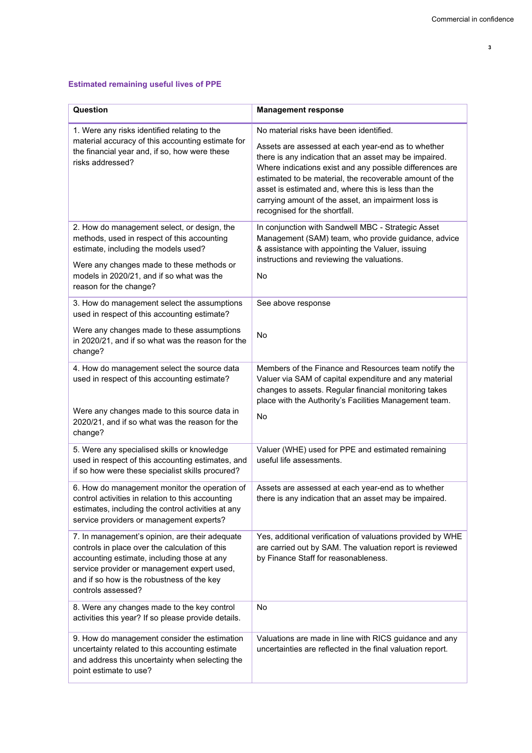### Estimated remaining useful lives of PPE

| Question | Management response |
|---|---|
| 1. Were any risks identified relating to the material accuracy of this accounting estimate for the financial year and, if so, how were these risks addressed? | No material risks have been identified.<br><br>Assets are assessed at each year-end as to whether there is any indication that an asset may be impaired. Where indications exist and any possible differences are estimated to be material, the recoverable amount of the asset is estimated and, where this is less than the carrying amount of the asset, an impairment loss is recognised for the shortfall. |
| 2. How do management select, or design, the methods, used in respect of this accounting estimate, including the models used?<br><br>Were any changes made to these methods or models in 2020/21, and if so what was the reason for the change? | In conjunction with Sandwell MBC - Strategic Asset Management (SAM) team, who provide guidance, advice & assistance with appointing the Valuer, issuing instructions and reviewing the valuations.<br><br>No |
| 3. How do management select the assumptions used in respect of this accounting estimate?<br><br>Were any changes made to these assumptions in 2020/21, and if so what was the reason for the change? | See above response<br><br>No |
| 4. How do management select the source data used in respect of this accounting estimate?<br><br>Were any changes made to this source data in 2020/21, and if so what was the reason for the change? | Members of the Finance and Resources team notify the Valuer via SAM of capital expenditure and any material changes to assets. Regular financial monitoring takes place with the Authority's Facilities Management team.<br><br>No |
| 5. Were any specialised skills or knowledge used in respect of this accounting estimates, and if so how were these specialist skills procured? | Valuer (WHE) used for PPE and estimated remaining useful life assessments. |
| 6. How do management monitor the operation of control activities in relation to this accounting estimates, including the control activities at any service providers or management experts? | Assets are assessed at each year-end as to whether there is any indication that an asset may be impaired. |
| 7. In management's opinion, are their adequate controls in place over the calculation of this accounting estimate, including those at any service provider or management expert used, and if so how is the robustness of the key controls assessed? | Yes, additional verification of valuations provided by WHE are carried out by SAM. The valuation report is reviewed by Finance Staff for reasonableness. |
| 8. Were any changes made to the key control activities this year? If so please provide details. | No |
| 9. How do management consider the estimation uncertainty related to this accounting estimate and address this uncertainty when selecting the point estimate to use? | Valuations are made in line with RICS guidance and any uncertainties are reflected in the final valuation report. |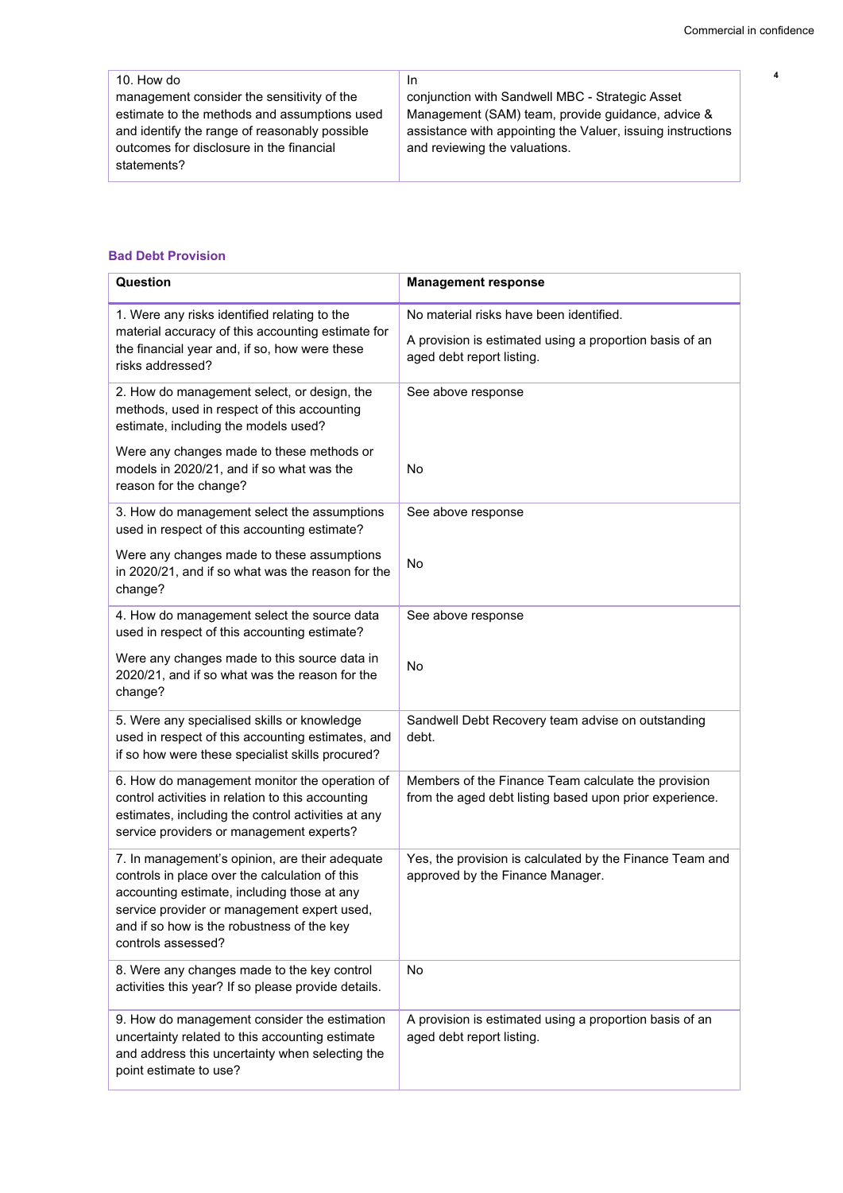| | |
|---|---|
| 10. How do management consider the sensitivity of the estimate to the methods and assumptions used and identify the range of reasonably possible outcomes for disclosure in the financial statements? | In conjunction with Sandwell MBC - Strategic Asset Management (SAM) team, provide guidance, advice & assistance with appointing the Valuer, issuing instructions and reviewing the valuations. |

### Bad Debt Provision

| Question | Management response |
|---|---|
| 1. Were any risks identified relating to the material accuracy of this accounting estimate for the financial year and, if so, how were these risks addressed? | No material risks have been identified.<br><br>A provision is estimated using a proportion basis of an aged debt report listing. |
| 2. How do management select, or design, the methods, used in respect of this accounting estimate, including the models used?<br><br>Were any changes made to these methods or models in 2020/21, and if so what was the reason for the change? | See above response<br><br>No |
| 3. How do management select the assumptions used in respect of this accounting estimate?<br><br>Were any changes made to these assumptions in 2020/21, and if so what was the reason for the change? | See above response<br><br>No |
| 4. How do management select the source data used in respect of this accounting estimate?<br><br>Were any changes made to this source data in 2020/21, and if so what was the reason for the change? | See above response<br><br>No |
| 5. Were any specialised skills or knowledge used in respect of this accounting estimates, and if so how were these specialist skills procured? | Sandwell Debt Recovery team advise on outstanding debt. |
| 6. How do management monitor the operation of control activities in relation to this accounting estimates, including the control activities at any service providers or management experts? | Members of the Finance Team calculate the provision from the aged debt listing based upon prior experience. |
| 7. In management's opinion, are their adequate controls in place over the calculation of this accounting estimate, including those at any service provider or management expert used, and if so how is the robustness of the key controls assessed? | Yes, the provision is calculated by the Finance Team and approved by the Finance Manager. |
| 8. Were any changes made to the key control activities this year? If so please provide details. | No |
| 9. How do management consider the estimation uncertainty related to this accounting estimate and address this uncertainty when selecting the point estimate to use? | A provision is estimated using a proportion basis of an aged debt report listing. |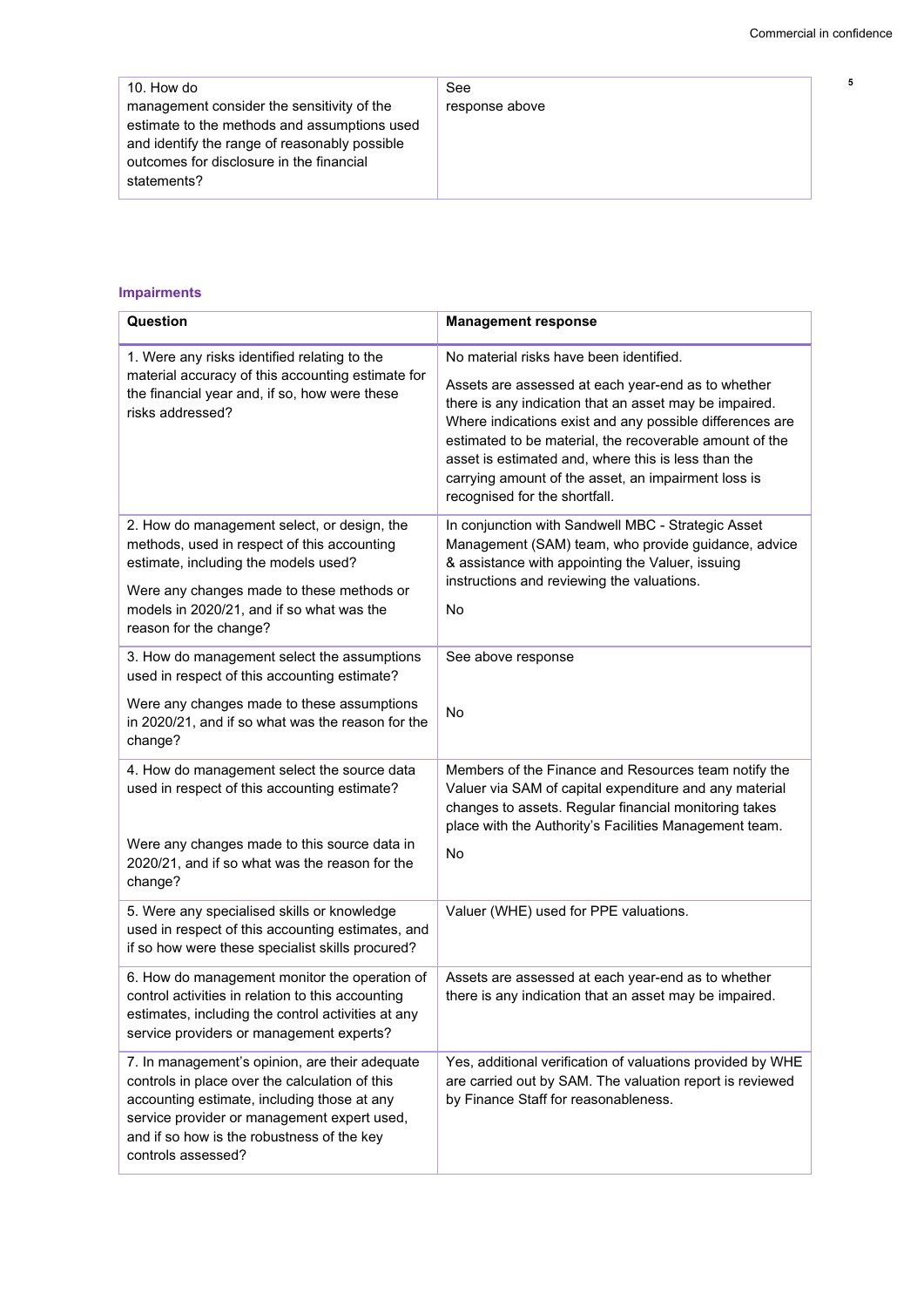| 10. How do management consider the sensitivity of the estimate to the methods and assumptions used and identify the range of reasonably possible outcomes for disclosure in the financial statements? | See response above |
|---|---|

### Impairments

| Question | Management response |
|---|---|
| 1. Were any risks identified relating to the material accuracy of this accounting estimate for the financial year and, if so, how were these risks addressed? | No material risks have been identified.<br><br>Assets are assessed at each year-end as to whether there is any indication that an asset may be impaired. Where indications exist and any possible differences are estimated to be material, the recoverable amount of the asset is estimated and, where this is less than the carrying amount of the asset, an impairment loss is recognised for the shortfall. |
| 2. How do management select, or design, the methods, used in respect of this accounting estimate, including the models used?<br><br>Were any changes made to these methods or models in 2020/21, and if so what was the reason for the change? | In conjunction with Sandwell MBC - Strategic Asset Management (SAM) team, who provide guidance, advice & assistance with appointing the Valuer, issuing instructions and reviewing the valuations.<br><br>No |
| 3. How do management select the assumptions used in respect of this accounting estimate?<br><br>Were any changes made to these assumptions in 2020/21, and if so what was the reason for the change? | See above response<br><br>No |
| 4. How do management select the source data used in respect of this accounting estimate?<br><br>Were any changes made to this source data in 2020/21, and if so what was the reason for the change? | Members of the Finance and Resources team notify the Valuer via SAM of capital expenditure and any material changes to assets. Regular financial monitoring takes place with the Authority's Facilities Management team.<br><br>No |
| 5. Were any specialised skills or knowledge used in respect of this accounting estimates, and if so how were these specialist skills procured? | Valuer (WHE) used for PPE valuations. |
| 6. How do management monitor the operation of control activities in relation to this accounting estimates, including the control activities at any service providers or management experts? | Assets are assessed at each year-end as to whether there is any indication that an asset may be impaired. |
| 7. In management's opinion, are their adequate controls in place over the calculation of this accounting estimate, including those at any service provider or management expert used, and if so how is the robustness of the key controls assessed? | Yes, additional verification of valuations provided by WHE are carried out by SAM. The valuation report is reviewed by Finance Staff for reasonableness. |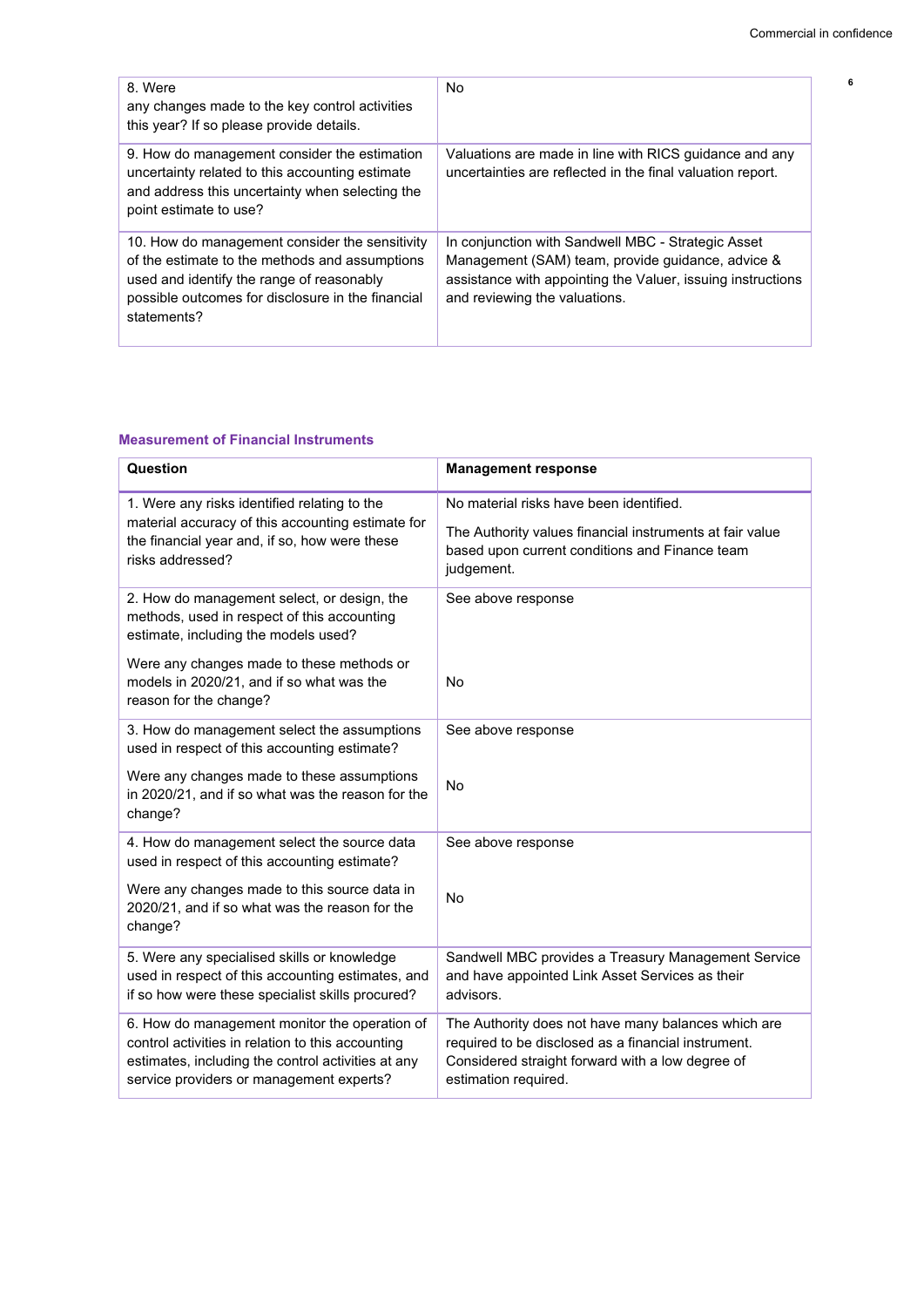| | |
|---|---|
| 8. Were any changes made to the key control activities this year? If so please provide details. | No |
| 9. How do management consider the estimation uncertainty related to this accounting estimate and address this uncertainty when selecting the point estimate to use? | Valuations are made in line with RICS guidance and any uncertainties are reflected in the final valuation report. |
| 10. How do management consider the sensitivity of the estimate to the methods and assumptions used and identify the range of reasonably possible outcomes for disclosure in the financial statements? | In conjunction with Sandwell MBC - Strategic Asset Management (SAM) team, provide guidance, advice & assistance with appointing the Valuer, issuing instructions and reviewing the valuations. |

### Measurement of Financial Instruments

| Question | Management response |
|---|---|
| 1. Were any risks identified relating to the material accuracy of this accounting estimate for the financial year and, if so, how were these risks addressed? | No material risks have been identified.<br><br>The Authority values financial instruments at fair value based upon current conditions and Finance team judgement. |
| 2. How do management select, or design, the methods, used in respect of this accounting estimate, including the models used?<br><br>Were any changes made to these methods or models in 2020/21, and if so what was the reason for the change? | See above response<br><br>No |
| 3. How do management select the assumptions used in respect of this accounting estimate?<br><br>Were any changes made to these assumptions in 2020/21, and if so what was the reason for the change? | See above response<br><br>No |
| 4. How do management select the source data used in respect of this accounting estimate?<br><br>Were any changes made to this source data in 2020/21, and if so what was the reason for the change? | See above response<br><br>No |
| 5. Were any specialised skills or knowledge used in respect of this accounting estimates, and if so how were these specialist skills procured? | Sandwell MBC provides a Treasury Management Service and have appointed Link Asset Services as their advisors. |
| 6. How do management monitor the operation of control activities in relation to this accounting estimates, including the control activities at any service providers or management experts? | The Authority does not have many balances which are required to be disclosed as a financial instrument. Considered straight forward with a low degree of estimation required. |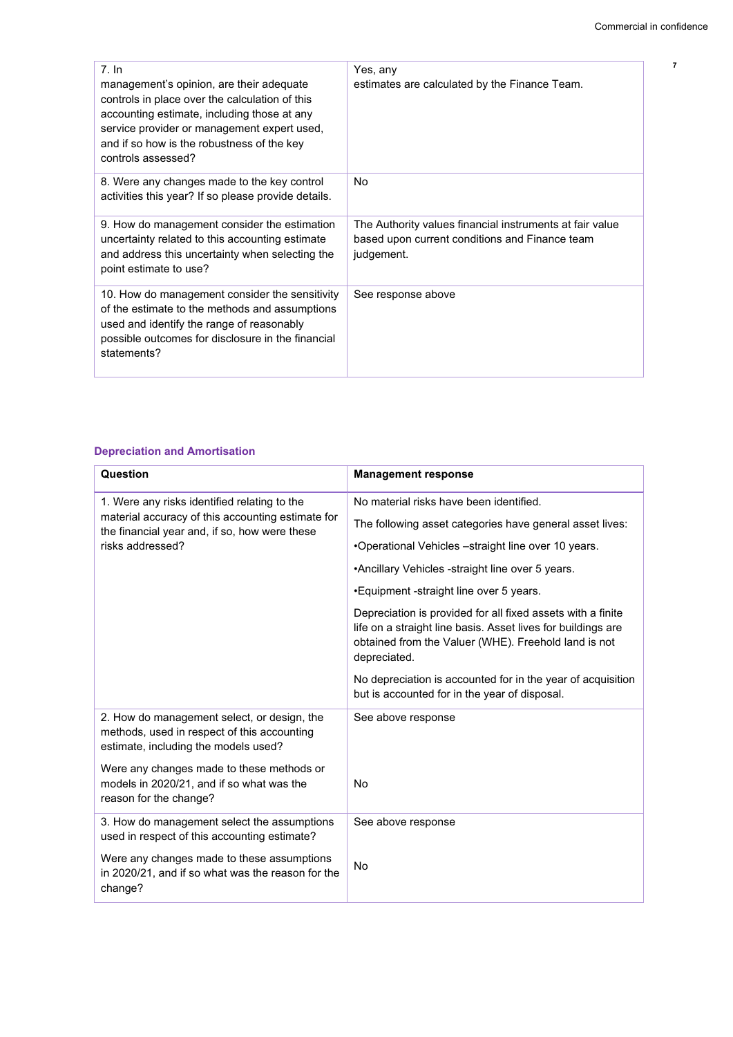| | |
|---|---|
| 7. In management's opinion, are their adequate controls in place over the calculation of this accounting estimate, including those at any service provider or management expert used, and if so how is the robustness of the key controls assessed? | Yes, any estimates are calculated by the Finance Team. |
| 8. Were any changes made to the key control activities this year? If so please provide details. | No |
| 9. How do management consider the estimation uncertainty related to this accounting estimate and address this uncertainty when selecting the point estimate to use? | The Authority values financial instruments at fair value based upon current conditions and Finance team judgement. |
| 10. How do management consider the sensitivity of the estimate to the methods and assumptions used and identify the range of reasonably possible outcomes for disclosure in the financial statements? | See response above |

### Depreciation and Amortisation

| Question | Management response |
|---|---|
| 1. Were any risks identified relating to the material accuracy of this accounting estimate for the financial year and, if so, how were these risks addressed? | No material risks have been identified.<br><br>The following asset categories have general asset lives:<br><br>•Operational Vehicles –straight line over 10 years.<br><br>•Ancillary Vehicles -straight line over 5 years.<br><br>•Equipment -straight line over 5 years.<br><br>Depreciation is provided for all fixed assets with a finite life on a straight line basis. Asset lives for buildings are obtained from the Valuer (WHE). Freehold land is not depreciated.<br><br>No depreciation is accounted for in the year of acquisition but is accounted for in the year of disposal. |
| 2. How do management select, or design, the methods, used in respect of this accounting estimate, including the models used?<br><br>Were any changes made to these methods or models in 2020/21, and if so what was the reason for the change? | See above response<br><br>No |
| 3. How do management select the assumptions used in respect of this accounting estimate?<br><br>Were any changes made to these assumptions in 2020/21, and if so what was the reason for the change? | See above response<br><br>No |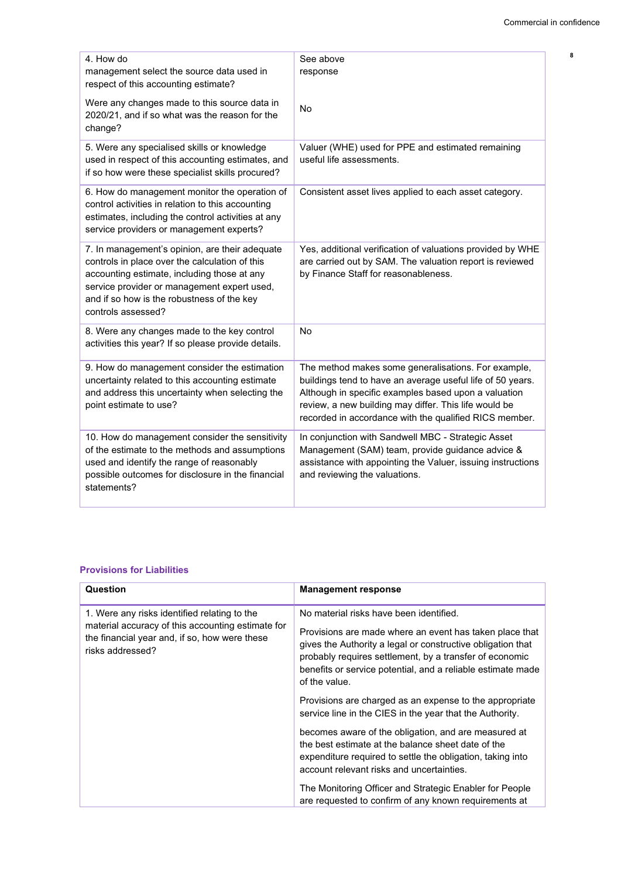| | |
|---|---|
| 4. How do management select the source data used in respect of this accounting estimate?<br><br>Were any changes made to this source data in 2020/21, and if so what was the reason for the change? | See above response<br><br>No |
| 5. Were any specialised skills or knowledge used in respect of this accounting estimates, and if so how were these specialist skills procured? | Valuer (WHE) used for PPE and estimated remaining useful life assessments. |
| 6. How do management monitor the operation of control activities in relation to this accounting estimates, including the control activities at any service providers or management experts? | Consistent asset lives applied to each asset category. |
| 7. In management's opinion, are their adequate controls in place over the calculation of this accounting estimate, including those at any service provider or management expert used, and if so how is the robustness of the key controls assessed? | Yes, additional verification of valuations provided by WHE are carried out by SAM. The valuation report is reviewed by Finance Staff for reasonableness. |
| 8. Were any changes made to the key control activities this year? If so please provide details. | No |
| 9. How do management consider the estimation uncertainty related to this accounting estimate and address this uncertainty when selecting the point estimate to use? | The method makes some generalisations. For example, buildings tend to have an average useful life of 50 years. Although in specific examples based upon a valuation review, a new building may differ. This life would be recorded in accordance with the qualified RICS member. |
| 10. How do management consider the sensitivity of the estimate to the methods and assumptions used and identify the range of reasonably possible outcomes for disclosure in the financial statements? | In conjunction with Sandwell MBC - Strategic Asset Management (SAM) team, provide guidance advice & assistance with appointing the Valuer, issuing instructions and reviewing the valuations. |

### Provisions for Liabilities

| Question | Management response |
|---|---|
| 1. Were any risks identified relating to the material accuracy of this accounting estimate for the financial year and, if so, how were these risks addressed? | No material risks have been identified.<br><br>Provisions are made where an event has taken place that gives the Authority a legal or constructive obligation that probably requires settlement, by a transfer of economic benefits or service potential, and a reliable estimate made of the value.<br><br>Provisions are charged as an expense to the appropriate service line in the CIES in the year that the Authority.<br><br>becomes aware of the obligation, and are measured at the best estimate at the balance sheet date of the expenditure required to settle the obligation, taking into account relevant risks and uncertainties.<br><br>The Monitoring Officer and Strategic Enabler for People are requested to confirm of any known requirements at |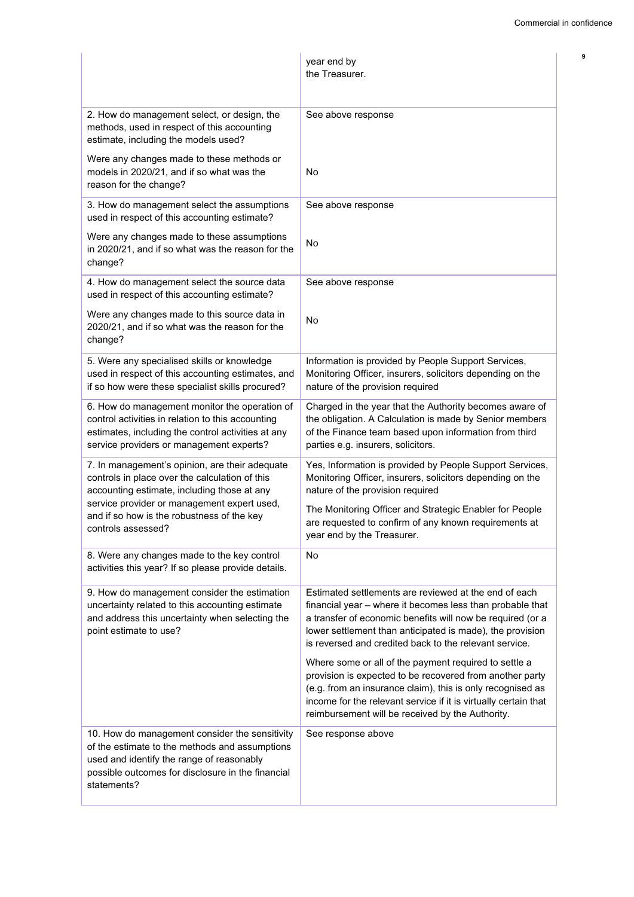| | |
|---|---|
| | year end by the Treasurer. |
| 2. How do management select, or design, the methods, used in respect of this accounting estimate, including the models used?<br><br>Were any changes made to these methods or models in 2020/21, and if so what was the reason for the change? | See above response<br><br>No |
| 3. How do management select the assumptions used in respect of this accounting estimate?<br><br>Were any changes made to these assumptions in 2020/21, and if so what was the reason for the change? | See above response<br><br>No |
| 4. How do management select the source data used in respect of this accounting estimate?<br><br>Were any changes made to this source data in 2020/21, and if so what was the reason for the change? | See above response<br><br>No |
| 5. Were any specialised skills or knowledge used in respect of this accounting estimates, and if so how were these specialist skills procured? | Information is provided by People Support Services, Monitoring Officer, insurers, solicitors depending on the nature of the provision required |
| 6. How do management monitor the operation of control activities in relation to this accounting estimates, including the control activities at any service providers or management experts? | Charged in the year that the Authority becomes aware of the obligation. A Calculation is made by Senior members of the Finance team based upon information from third parties e.g. insurers, solicitors. |
| 7. In management's opinion, are their adequate controls in place over the calculation of this accounting estimate, including those at any service provider or management expert used, and if so how is the robustness of the key controls assessed? | Yes, Information is provided by People Support Services, Monitoring Officer, insurers, solicitors depending on the nature of the provision required<br><br>The Monitoring Officer and Strategic Enabler for People are requested to confirm of any known requirements at year end by the Treasurer. |
| 8. Were any changes made to the key control activities this year? If so please provide details. | No |
| 9. How do management consider the estimation uncertainty related to this accounting estimate and address this uncertainty when selecting the point estimate to use? | Estimated settlements are reviewed at the end of each financial year – where it becomes less than probable that a transfer of economic benefits will now be required (or a lower settlement than anticipated is made), the provision is reversed and credited back to the relevant service.<br><br>Where some or all of the payment required to settle a provision is expected to be recovered from another party (e.g. from an insurance claim), this is only recognised as income for the relevant service if it is virtually certain that reimbursement will be received by the Authority. |
| 10. How do management consider the sensitivity of the estimate to the methods and assumptions used and identify the range of reasonably possible outcomes for disclosure in the financial statements? | See response above |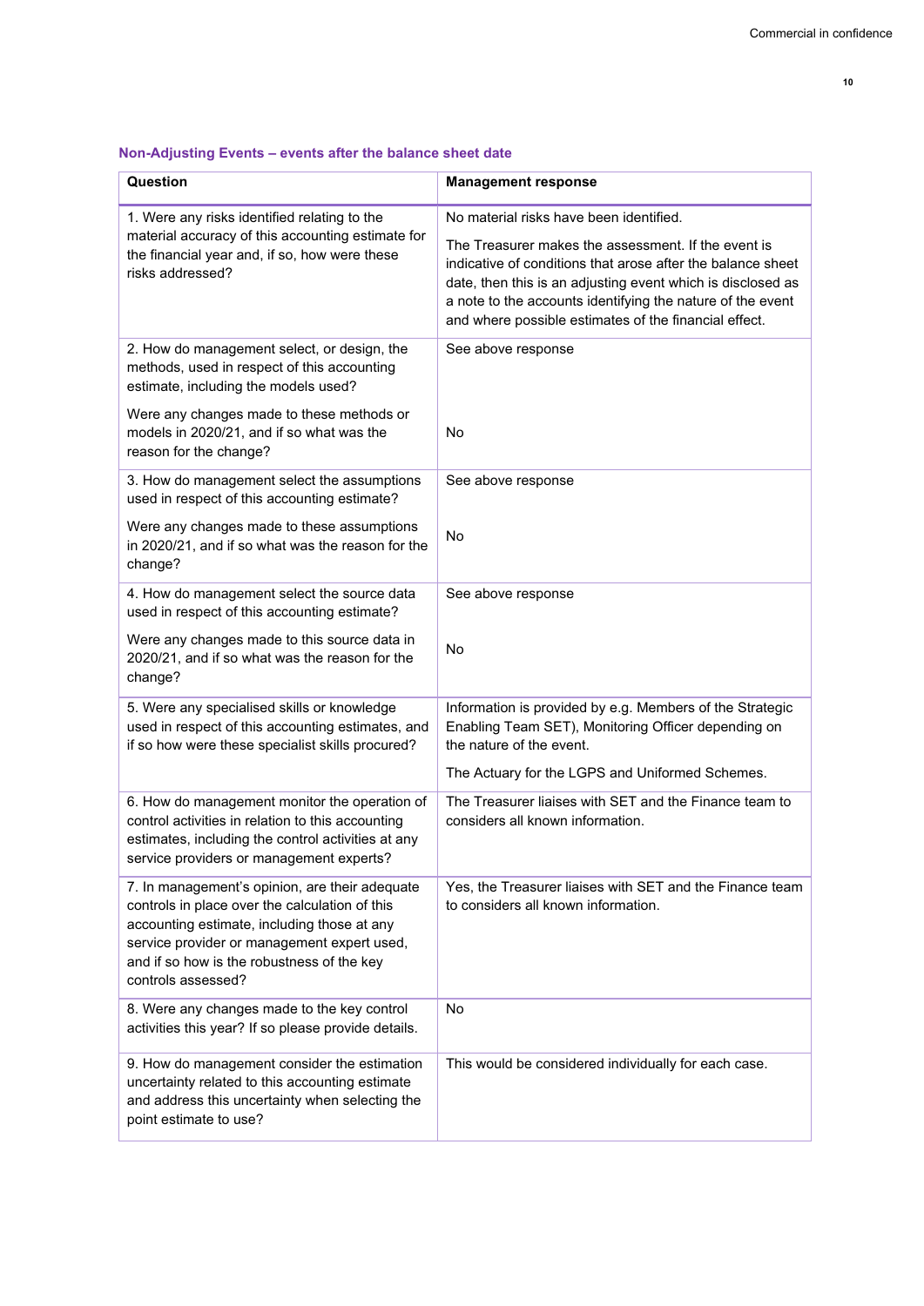### Non-Adjusting Events – events after the balance sheet date

| Question | Management response |
|---|---|
| 1. Were any risks identified relating to the material accuracy of this accounting estimate for the financial year and, if so, how were these risks addressed? | No material risks have been identified.<br><br>The Treasurer makes the assessment. If the event is indicative of conditions that arose after the balance sheet date, then this is an adjusting event which is disclosed as a note to the accounts identifying the nature of the event and where possible estimates of the financial effect. |
| 2. How do management select, or design, the methods, used in respect of this accounting estimate, including the models used?<br><br>Were any changes made to these methods or models in 2020/21, and if so what was the reason for the change? | See above response<br><br>No |
| 3. How do management select the assumptions used in respect of this accounting estimate?<br><br>Were any changes made to these assumptions in 2020/21, and if so what was the reason for the change? | See above response<br><br>No |
| 4. How do management select the source data used in respect of this accounting estimate?<br><br>Were any changes made to this source data in 2020/21, and if so what was the reason for the change? | See above response<br><br>No |
| 5. Were any specialised skills or knowledge used in respect of this accounting estimates, and if so how were these specialist skills procured? | Information is provided by e.g. Members of the Strategic Enabling Team SET), Monitoring Officer depending on the nature of the event.<br><br>The Actuary for the LGPS and Uniformed Schemes. |
| 6. How do management monitor the operation of control activities in relation to this accounting estimates, including the control activities at any service providers or management experts? | The Treasurer liaises with SET and the Finance team to considers all known information. |
| 7. In management's opinion, are their adequate controls in place over the calculation of this accounting estimate, including those at any service provider or management expert used, and if so how is the robustness of the key controls assessed? | Yes, the Treasurer liaises with SET and the Finance team to considers all known information. |
| 8. Were any changes made to the key control activities this year? If so please provide details. | No |
| 9. How do management consider the estimation uncertainty related to this accounting estimate and address this uncertainty when selecting the point estimate to use? | This would be considered individually for each case. |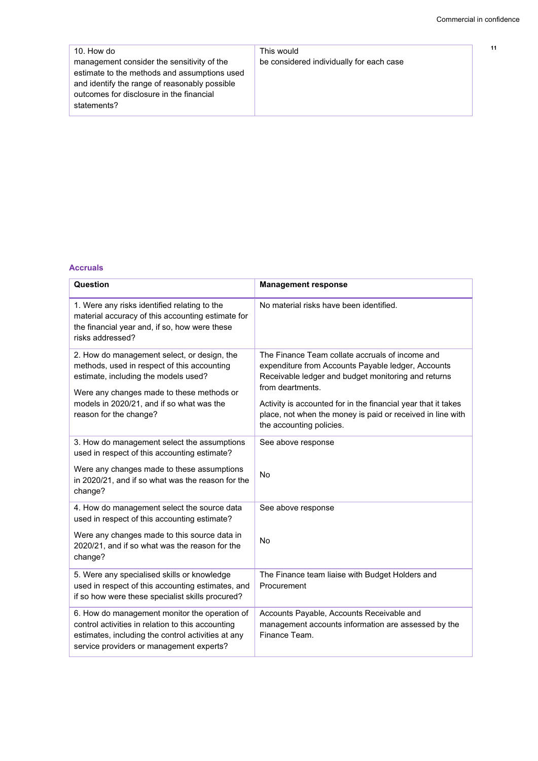| | |
|---|---|
| 10. How do management consider the sensitivity of the estimate to the methods and assumptions used and identify the range of reasonably possible outcomes for disclosure in the financial statements? | This would be considered individually for each case |

### Accruals

| Question | Management response |
|---|---|
| 1. Were any risks identified relating to the material accuracy of this accounting estimate for the financial year and, if so, how were these risks addressed? | No material risks have been identified. |
| 2. How do management select, or design, the methods, used in respect of this accounting estimate, including the models used?<br><br>Were any changes made to these methods or models in 2020/21, and if so what was the reason for the change? | The Finance Team collate accruals of income and expenditure from Accounts Payable ledger, Accounts Receivable ledger and budget monitoring and returns from deartments.<br><br>Activity is accounted for in the financial year that it takes place, not when the money is paid or received in line with the accounting policies. |
| 3. How do management select the assumptions used in respect of this accounting estimate?<br><br>Were any changes made to these assumptions in 2020/21, and if so what was the reason for the change? | See above response<br><br>No |
| 4. How do management select the source data used in respect of this accounting estimate?<br><br>Were any changes made to this source data in 2020/21, and if so what was the reason for the change? | See above response<br><br>No |
| 5. Were any specialised skills or knowledge used in respect of this accounting estimates, and if so how were these specialist skills procured? | The Finance team liaise with Budget Holders and Procurement |
| 6. How do management monitor the operation of control activities in relation to this accounting estimates, including the control activities at any service providers or management experts? | Accounts Payable, Accounts Receivable and management accounts information are assessed by the Finance Team. |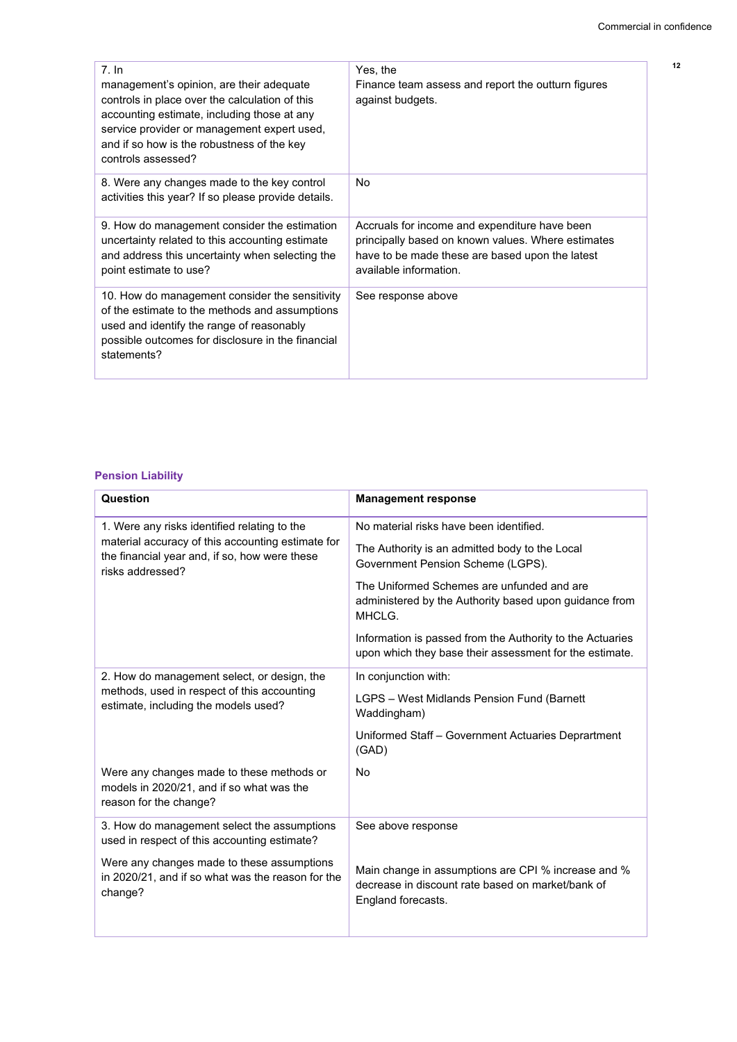| | |
|---|---|
| 7. In management's opinion, are their adequate controls in place over the calculation of this accounting estimate, including those at any service provider or management expert used, and if so how is the robustness of the key controls assessed? | Yes, the Finance team assess and report the outturn figures against budgets. |
| 8. Were any changes made to the key control activities this year? If so please provide details. | No |
| 9. How do management consider the estimation uncertainty related to this accounting estimate and address this uncertainty when selecting the point estimate to use? | Accruals for income and expenditure have been principally based on known values. Where estimates have to be made these are based upon the latest available information. |
| 10. How do management consider the sensitivity of the estimate to the methods and assumptions used and identify the range of reasonably possible outcomes for disclosure in the financial statements? | See response above |

### Pension Liability

| Question | Management response |
|---|---|
| 1. Were any risks identified relating to the material accuracy of this accounting estimate for the financial year and, if so, how were these risks addressed? | No material risks have been identified.<br><br>The Authority is an admitted body to the Local Government Pension Scheme (LGPS).<br><br>The Uniformed Schemes are unfunded and are administered by the Authority based upon guidance from MHCLG.<br><br>Information is passed from the Authority to the Actuaries upon which they base their assessment for the estimate. |
| 2. How do management select, or design, the methods, used in respect of this accounting estimate, including the models used?<br><br>Were any changes made to these methods or models in 2020/21, and if so what was the reason for the change? | In conjunction with:<br><br>LGPS – West Midlands Pension Fund (Barnett Waddingham)<br><br>Uniformed Staff – Government Actuaries Deprartment (GAD)<br><br>No |
| 3. How do management select the assumptions used in respect of this accounting estimate?<br><br>Were any changes made to these assumptions in 2020/21, and if so what was the reason for the change? | See above response<br><br>Main change in assumptions are CPI % increase and % decrease in discount rate based on market/bank of England forecasts. |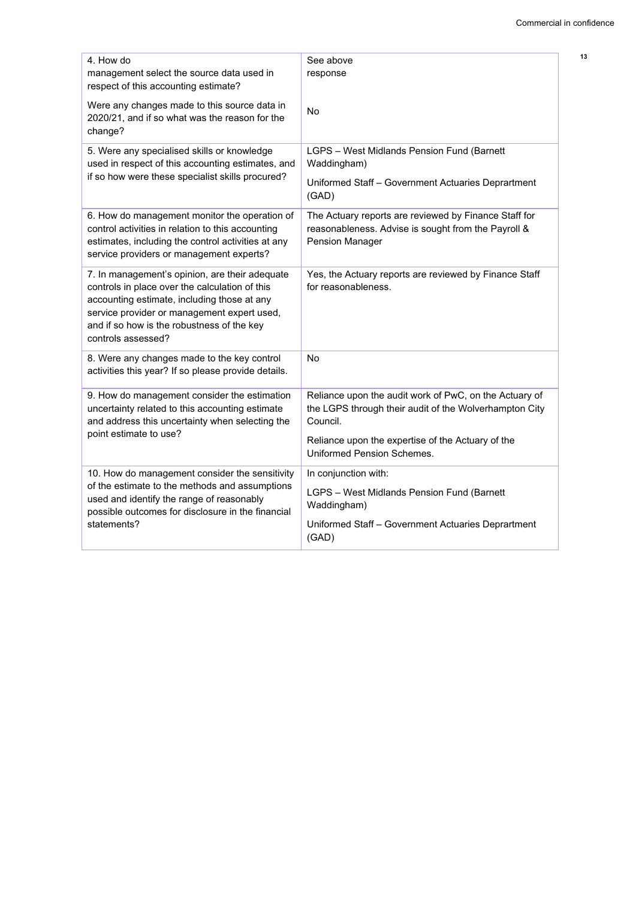| | |
|---|---|
| 4. How do management select the source data used in respect of this accounting estimate?<br><br>Were any changes made to this source data in 2020/21, and if so what was the reason for the change? | See above response<br><br>No |
| 5. Were any specialised skills or knowledge used in respect of this accounting estimates, and if so how were these specialist skills procured? | LGPS – West Midlands Pension Fund (Barnett Waddingham)<br><br>Uniformed Staff – Government Actuaries Deprartment (GAD) |
| 6. How do management monitor the operation of control activities in relation to this accounting estimates, including the control activities at any service providers or management experts? | The Actuary reports are reviewed by Finance Staff for reasonableness. Advise is sought from the Payroll & Pension Manager |
| 7. In management's opinion, are their adequate controls in place over the calculation of this accounting estimate, including those at any service provider or management expert used, and if so how is the robustness of the key controls assessed? | Yes, the Actuary reports are reviewed by Finance Staff for reasonableness. |
| 8. Were any changes made to the key control activities this year? If so please provide details. | No |
| 9. How do management consider the estimation uncertainty related to this accounting estimate and address this uncertainty when selecting the point estimate to use? | Reliance upon the audit work of PwC, on the Actuary of the LGPS through their audit of the Wolverhampton City Council.<br><br>Reliance upon the expertise of the Actuary of the Uniformed Pension Schemes. |
| 10. How do management consider the sensitivity of the estimate to the methods and assumptions used and identify the range of reasonably possible outcomes for disclosure in the financial statements? | In conjunction with:<br><br>LGPS – West Midlands Pension Fund (Barnett Waddingham)<br><br>Uniformed Staff – Government Actuaries Deprartment (GAD) |